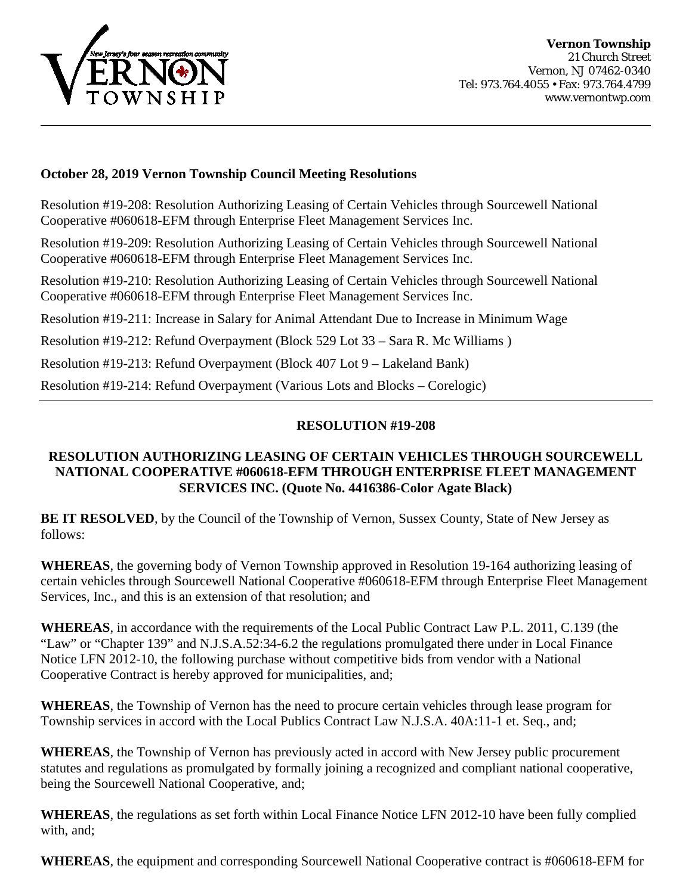**Vernon Township**
21 Church Street
Vernon, NJ 07462-0340
Tel: 973.764.4055 • Fax: 973.764.4799
www.vernontwp.com

---

**October 28, 2019 Vernon Township Council Meeting Resolutions**

Resolution #19-208: Resolution Authorizing Leasing of Certain Vehicles through Sourcewell National Cooperative #060618-EFM through Enterprise Fleet Management Services Inc.

Resolution #19-209: Resolution Authorizing Leasing of Certain Vehicles through Sourcewell National Cooperative #060618-EFM through Enterprise Fleet Management Services Inc.

Resolution #19-210: Resolution Authorizing Leasing of Certain Vehicles through Sourcewell National Cooperative #060618-EFM through Enterprise Fleet Management Services Inc.

Resolution #19-211: Increase in Salary for Animal Attendant Due to Increase in Minimum Wage

Resolution #19-212: Refund Overpayment (Block 529 Lot 33 – Sara R. Mc Williams )

Resolution #19-213: Refund Overpayment (Block 407 Lot 9 – Lakeland Bank)

Resolution #19-214: Refund Overpayment (Various Lots and Blocks – Corelogic)

---

## RESOLUTION #19-208

### RESOLUTION AUTHORIZING LEASING OF CERTAIN VEHICLES THROUGH SOURCEWELL NATIONAL COOPERATIVE #060618-EFM THROUGH ENTERPRISE FLEET MANAGEMENT SERVICES INC. (Quote No. 4416386-Color Agate Black)

**BE IT RESOLVED**, by the Council of the Township of Vernon, Sussex County, State of New Jersey as follows:

**WHEREAS**, the governing body of Vernon Township approved in Resolution 19-164 authorizing leasing of certain vehicles through Sourcewell National Cooperative #060618-EFM through Enterprise Fleet Management Services, Inc., and this is an extension of that resolution; and

**WHEREAS**, in accordance with the requirements of the Local Public Contract Law P.L. 2011, C.139 (the "Law" or "Chapter 139" and N.J.S.A.52:34-6.2 the regulations promulgated there under in Local Finance Notice LFN 2012-10, the following purchase without competitive bids from vendor with a National Cooperative Contract is hereby approved for municipalities, and;

**WHEREAS**, the Township of Vernon has the need to procure certain vehicles through lease program for Township services in accord with the Local Publics Contract Law N.J.S.A. 40A:11-1 et. Seq., and;

**WHEREAS**, the Township of Vernon has previously acted in accord with New Jersey public procurement statutes and regulations as promulgated by formally joining a recognized and compliant national cooperative, being the Sourcewell National Cooperative, and;

**WHEREAS**, the regulations as set forth within Local Finance Notice LFN 2012-10 have been fully complied with, and;

**WHEREAS**, the equipment and corresponding Sourcewell National Cooperative contract is #060618-EFM for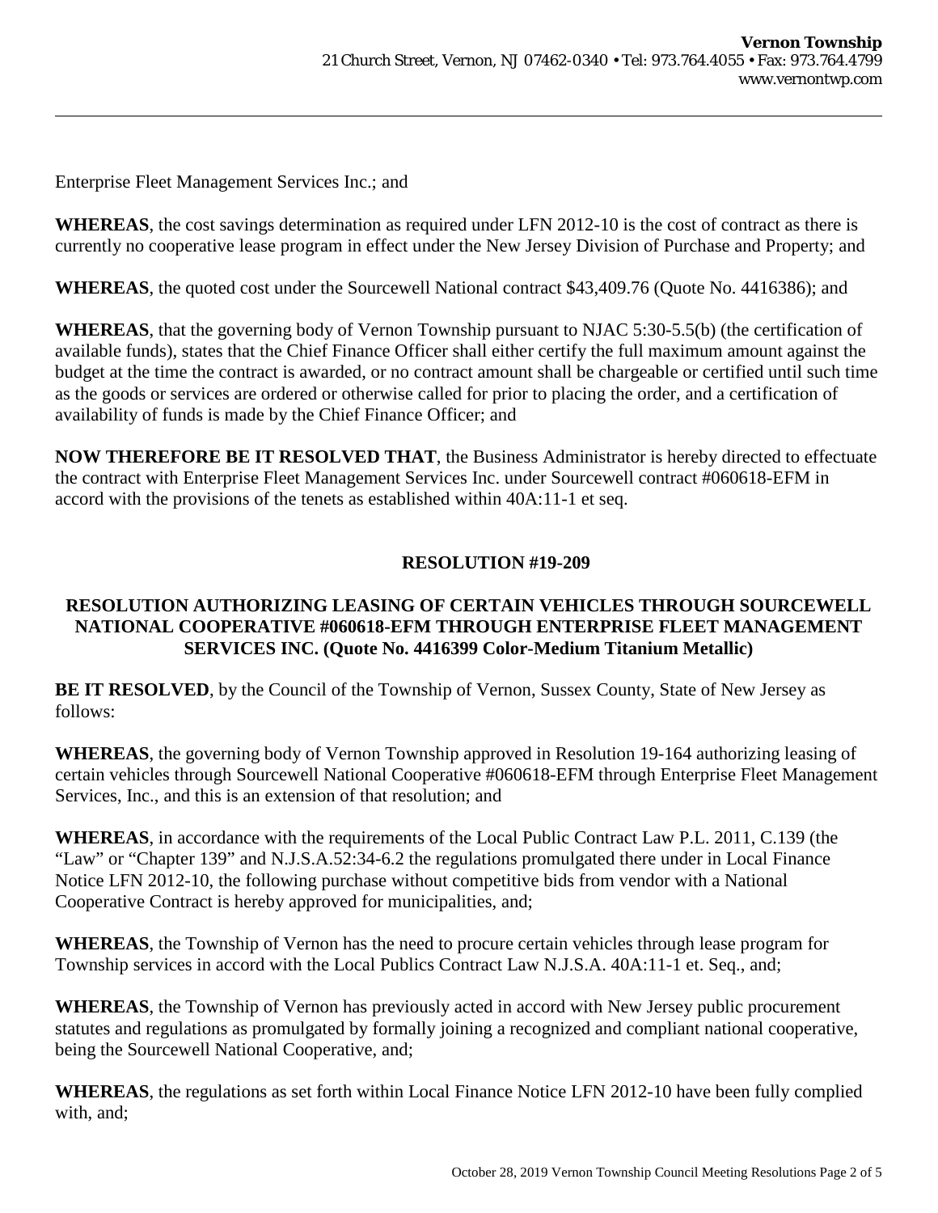Enterprise Fleet Management Services Inc.; and

**WHEREAS**, the cost savings determination as required under LFN 2012-10 is the cost of contract as there is currently no cooperative lease program in effect under the New Jersey Division of Purchase and Property; and

**WHEREAS**, the quoted cost under the Sourcewell National contract $43,409.76 (Quote No. 4416386); and

**WHEREAS**, that the governing body of Vernon Township pursuant to NJAC 5:30-5.5(b) (the certification of available funds), states that the Chief Finance Officer shall either certify the full maximum amount against the budget at the time the contract is awarded, or no contract amount shall be chargeable or certified until such time as the goods or services are ordered or otherwise called for prior to placing the order, and a certification of availability of funds is made by the Chief Finance Officer; and

**NOW THEREFORE BE IT RESOLVED THAT**, the Business Administrator is hereby directed to effectuate the contract with Enterprise Fleet Management Services Inc. under Sourcewell contract #060618-EFM in accord with the provisions of the tenets as established within 40A:11-1 et seq.

## RESOLUTION #19-209

### RESOLUTION AUTHORIZING LEASING OF CERTAIN VEHICLES THROUGH SOURCEWELL NATIONAL COOPERATIVE #060618-EFM THROUGH ENTERPRISE FLEET MANAGEMENT SERVICES INC. (Quote No. 4416399 Color-Medium Titanium Metallic)

**BE IT RESOLVED**, by the Council of the Township of Vernon, Sussex County, State of New Jersey as follows:

**WHEREAS**, the governing body of Vernon Township approved in Resolution 19-164 authorizing leasing of certain vehicles through Sourcewell National Cooperative #060618-EFM through Enterprise Fleet Management Services, Inc., and this is an extension of that resolution; and

**WHEREAS**, in accordance with the requirements of the Local Public Contract Law P.L. 2011, C.139 (the "Law" or "Chapter 139" and N.J.S.A.52:34-6.2 the regulations promulgated there under in Local Finance Notice LFN 2012-10, the following purchase without competitive bids from vendor with a National Cooperative Contract is hereby approved for municipalities, and;

**WHEREAS**, the Township of Vernon has the need to procure certain vehicles through lease program for Township services in accord with the Local Publics Contract Law N.J.S.A. 40A:11-1 et. Seq., and;

**WHEREAS**, the Township of Vernon has previously acted in accord with New Jersey public procurement statutes and regulations as promulgated by formally joining a recognized and compliant national cooperative, being the Sourcewell National Cooperative, and;

**WHEREAS**, the regulations as set forth within Local Finance Notice LFN 2012-10 have been fully complied with, and;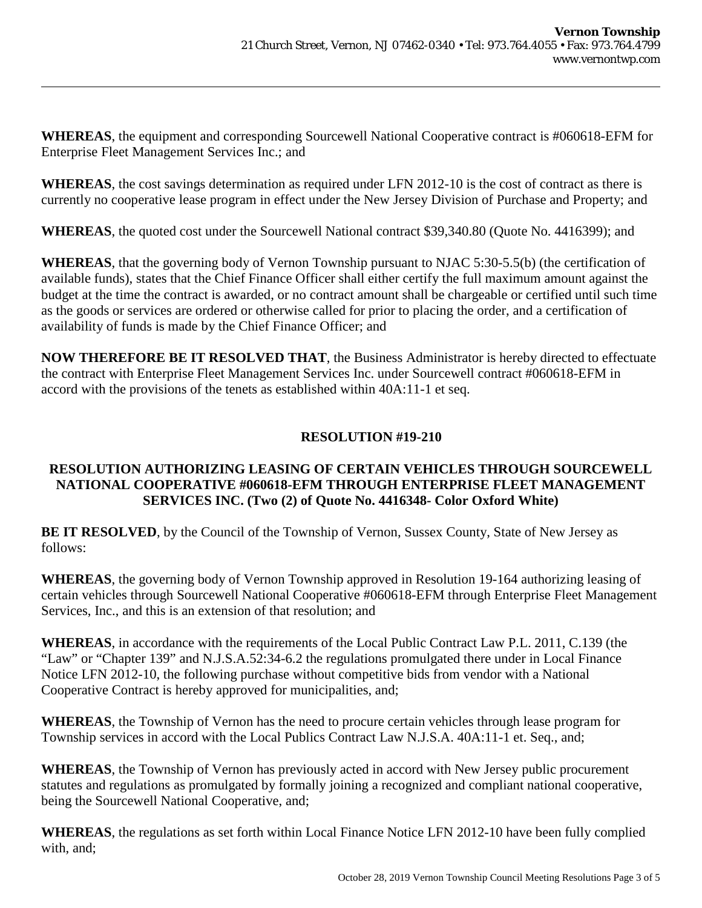**WHEREAS**, the equipment and corresponding Sourcewell National Cooperative contract is #060618-EFM for Enterprise Fleet Management Services Inc.; and

**WHEREAS**, the cost savings determination as required under LFN 2012-10 is the cost of contract as there is currently no cooperative lease program in effect under the New Jersey Division of Purchase and Property; and

**WHEREAS**, the quoted cost under the Sourcewell National contract $39,340.80 (Quote No. 4416399); and

**WHEREAS**, that the governing body of Vernon Township pursuant to NJAC 5:30-5.5(b) (the certification of available funds), states that the Chief Finance Officer shall either certify the full maximum amount against the budget at the time the contract is awarded, or no contract amount shall be chargeable or certified until such time as the goods or services are ordered or otherwise called for prior to placing the order, and a certification of availability of funds is made by the Chief Finance Officer; and

**NOW THEREFORE BE IT RESOLVED THAT**, the Business Administrator is hereby directed to effectuate the contract with Enterprise Fleet Management Services Inc. under Sourcewell contract #060618-EFM in accord with the provisions of the tenets as established within 40A:11-1 et seq.

## RESOLUTION #19-210

### RESOLUTION AUTHORIZING LEASING OF CERTAIN VEHICLES THROUGH SOURCEWELL NATIONAL COOPERATIVE #060618-EFM THROUGH ENTERPRISE FLEET MANAGEMENT SERVICES INC. (Two (2) of Quote No. 4416348- Color Oxford White)

**BE IT RESOLVED**, by the Council of the Township of Vernon, Sussex County, State of New Jersey as follows:

**WHEREAS**, the governing body of Vernon Township approved in Resolution 19-164 authorizing leasing of certain vehicles through Sourcewell National Cooperative #060618-EFM through Enterprise Fleet Management Services, Inc., and this is an extension of that resolution; and

**WHEREAS**, in accordance with the requirements of the Local Public Contract Law P.L. 2011, C.139 (the "Law" or "Chapter 139" and N.J.S.A.52:34-6.2 the regulations promulgated there under in Local Finance Notice LFN 2012-10, the following purchase without competitive bids from vendor with a National Cooperative Contract is hereby approved for municipalities, and;

**WHEREAS**, the Township of Vernon has the need to procure certain vehicles through lease program for Township services in accord with the Local Publics Contract Law N.J.S.A. 40A:11-1 et. Seq., and;

**WHEREAS**, the Township of Vernon has previously acted in accord with New Jersey public procurement statutes and regulations as promulgated by formally joining a recognized and compliant national cooperative, being the Sourcewell National Cooperative, and;

**WHEREAS**, the regulations as set forth within Local Finance Notice LFN 2012-10 have been fully complied with, and;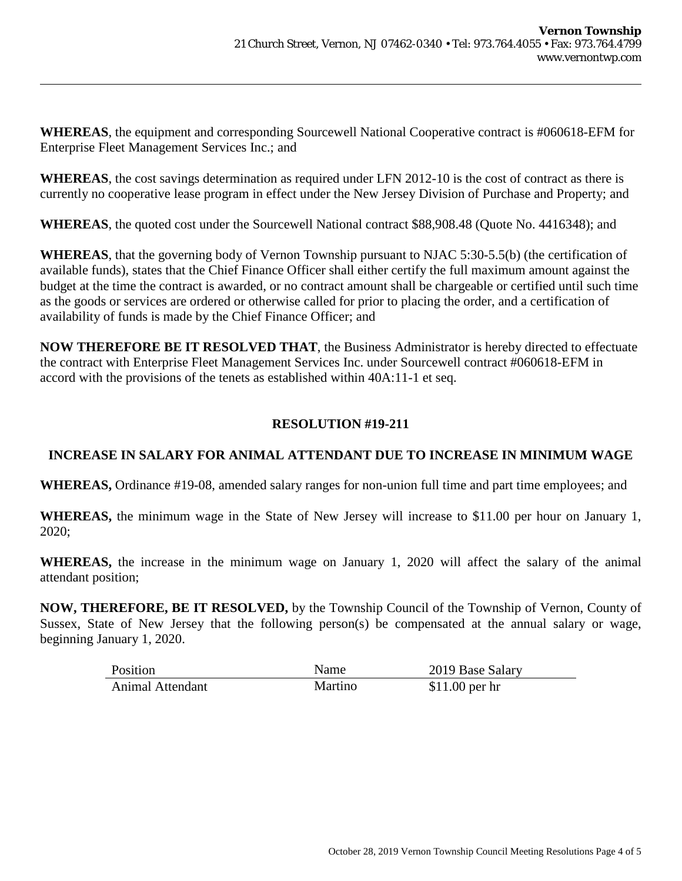**WHEREAS**, the equipment and corresponding Sourcewell National Cooperative contract is #060618-EFM for Enterprise Fleet Management Services Inc.; and

**WHEREAS**, the cost savings determination as required under LFN 2012-10 is the cost of contract as there is currently no cooperative lease program in effect under the New Jersey Division of Purchase and Property; and

**WHEREAS**, the quoted cost under the Sourcewell National contract $88,908.48 (Quote No. 4416348); and

**WHEREAS**, that the governing body of Vernon Township pursuant to NJAC 5:30-5.5(b) (the certification of available funds), states that the Chief Finance Officer shall either certify the full maximum amount against the budget at the time the contract is awarded, or no contract amount shall be chargeable or certified until such time as the goods or services are ordered or otherwise called for prior to placing the order, and a certification of availability of funds is made by the Chief Finance Officer; and

**NOW THEREFORE BE IT RESOLVED THAT**, the Business Administrator is hereby directed to effectuate the contract with Enterprise Fleet Management Services Inc. under Sourcewell contract #060618-EFM in accord with the provisions of the tenets as established within 40A:11-1 et seq.

## RESOLUTION #19-211

## INCREASE IN SALARY FOR ANIMAL ATTENDANT DUE TO INCREASE IN MINIMUM WAGE

**WHEREAS,** Ordinance #19-08, amended salary ranges for non-union full time and part time employees; and

**WHEREAS,** the minimum wage in the State of New Jersey will increase to $11.00 per hour on January 1, 2020;

**WHEREAS,** the increase in the minimum wage on January 1, 2020 will affect the salary of the animal attendant position;

**NOW, THEREFORE, BE IT RESOLVED,** by the Township Council of the Township of Vernon, County of Sussex, State of New Jersey that the following person(s) be compensated at the annual salary or wage, beginning January 1, 2020.

| Position | Name | 2019 Base Salary |
|---|---|---|
| Animal Attendant | Martino | $11.00 per hr |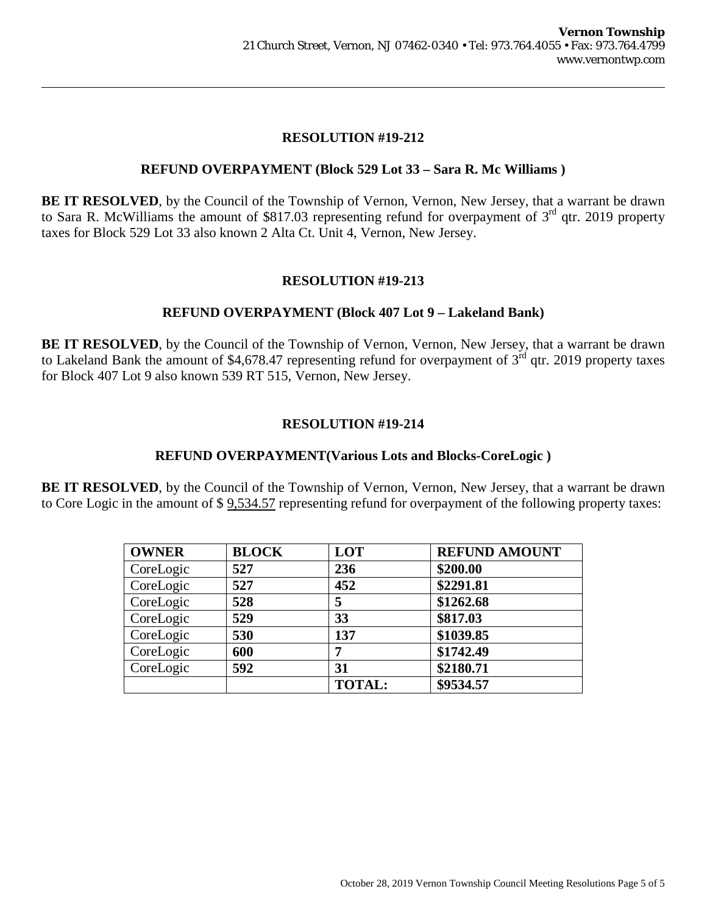**Vernon Township**
21 Church Street, Vernon, NJ 07462-0340 • Tel: 973.764.4055 • Fax: 973.764.4799
www.vernontwp.com

## RESOLUTION #19-212

### REFUND OVERPAYMENT (Block 529 Lot 33 – Sara R. Mc Williams )

**BE IT RESOLVED**, by the Council of the Township of Vernon, Vernon, New Jersey, that a warrant be drawn to Sara R. McWilliams the amount of $817.03 representing refund for overpayment of 3rd qtr. 2019 property taxes for Block 529 Lot 33 also known 2 Alta Ct. Unit 4, Vernon, New Jersey.

## RESOLUTION #19-213

### REFUND OVERPAYMENT (Block 407 Lot 9 – Lakeland Bank)

**BE IT RESOLVED**, by the Council of the Township of Vernon, Vernon, New Jersey, that a warrant be drawn to Lakeland Bank the amount of $4,678.47 representing refund for overpayment of 3rd qtr. 2019 property taxes for Block 407 Lot 9 also known 539 RT 515, Vernon, New Jersey.

## RESOLUTION #19-214

### REFUND OVERPAYMENT(Various Lots and Blocks-CoreLogic )

**BE IT RESOLVED**, by the Council of the Township of Vernon, Vernon, New Jersey, that a warrant be drawn to Core Logic in the amount of $ 9,534.57 representing refund for overpayment of the following property taxes:

| OWNER | BLOCK | LOT | REFUND AMOUNT |
|---|---|---|---|
| CoreLogic | **527** | **236** | **$200.00** |
| CoreLogic | **527** | **452** | **$2291.81** |
| CoreLogic | **528** | **5** | **$1262.68** |
| CoreLogic | **529** | **33** | **$817.03** |
| CoreLogic | **530** | **137** | **$1039.85** |
| CoreLogic | **600** | **7** | **$1742.49** |
| CoreLogic | **592** | **31** | **$2180.71** |
| | | **TOTAL:** | **$9534.57** |